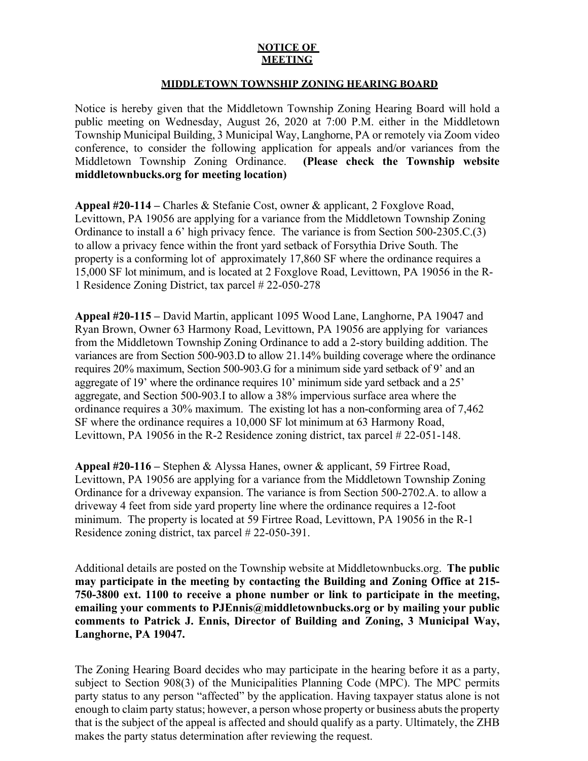**NOTICE OF MEETING**

**MIDDLETOWN TOWNSHIP ZONING HEARING BOARD**

Notice is hereby given that the Middletown Township Zoning Hearing Board will hold a public meeting on Wednesday, August 26, 2020 at 7:00 P.M. either in the Middletown Township Municipal Building, 3 Municipal Way, Langhorne, PA or remotely via Zoom video conference, to consider the following application for appeals and/or variances from the Middletown Township Zoning Ordinance. **(Please check the Township website middletownbucks.org for meeting location)**

**Appeal #20-114 –** Charles & Stefanie Cost, owner & applicant, 2 Foxglove Road, Levittown, PA 19056 are applying for a variance from the Middletown Township Zoning Ordinance to install a 6' high privacy fence. The variance is from Section 500-2305.C.(3) to allow a privacy fence within the front yard setback of Forsythia Drive South. The property is a conforming lot of approximately 17,860 SF where the ordinance requires a 15,000 SF lot minimum, and is located at 2 Foxglove Road, Levittown, PA 19056 in the R-1 Residence Zoning District, tax parcel # 22-050-278

**Appeal #20-115 –** David Martin, applicant 1095 Wood Lane, Langhorne, PA 19047 and Ryan Brown, Owner 63 Harmony Road, Levittown, PA 19056 are applying for variances from the Middletown Township Zoning Ordinance to add a 2-story building addition. The variances are from Section 500-903.D to allow 21.14% building coverage where the ordinance requires 20% maximum, Section 500-903.G for a minimum side yard setback of 9' and an aggregate of 19' where the ordinance requires 10' minimum side yard setback and a 25' aggregate, and Section 500-903.I to allow a 38% impervious surface area where the ordinance requires a 30% maximum. The existing lot has a non-conforming area of 7,462 SF where the ordinance requires a 10,000 SF lot minimum at 63 Harmony Road, Levittown, PA 19056 in the R-2 Residence zoning district, tax parcel # 22-051-148.

**Appeal #20-116 –** Stephen & Alyssa Hanes, owner & applicant, 59 Firtree Road, Levittown, PA 19056 are applying for a variance from the Middletown Township Zoning Ordinance for a driveway expansion. The variance is from Section 500-2702.A. to allow a driveway 4 feet from side yard property line where the ordinance requires a 12-foot minimum. The property is located at 59 Firtree Road, Levittown, PA 19056 in the R-1 Residence zoning district, tax parcel # 22-050-391.

Additional details are posted on the Township website at Middletownbucks.org. **The public may participate in the meeting by contacting the Building and Zoning Office at 215-750-3800 ext. 1100 to receive a phone number or link to participate in the meeting, emailing your comments to PJEnnis@middletownbucks.org or by mailing your public comments to Patrick J. Ennis, Director of Building and Zoning, 3 Municipal Way, Langhorne, PA 19047.**

The Zoning Hearing Board decides who may participate in the hearing before it as a party, subject to Section 908(3) of the Municipalities Planning Code (MPC). The MPC permits party status to any person "affected" by the application. Having taxpayer status alone is not enough to claim party status; however, a person whose property or business abuts the property that is the subject of the appeal is affected and should qualify as a party. Ultimately, the ZHB makes the party status determination after reviewing the request.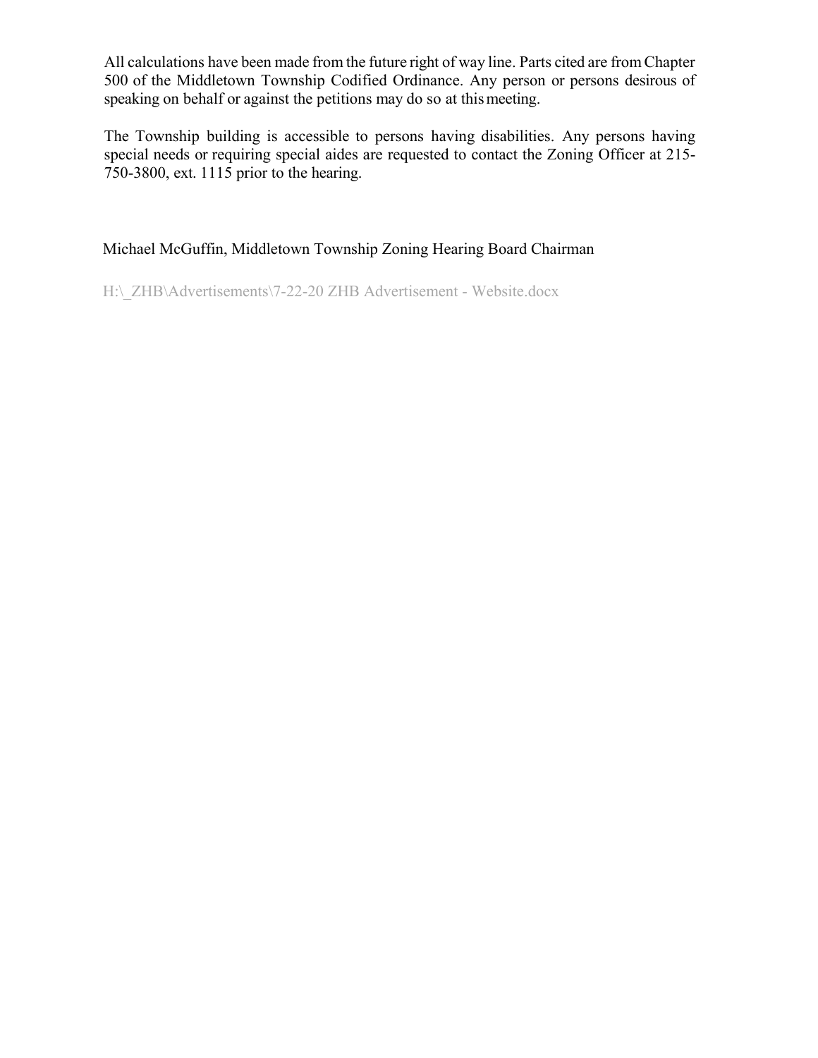All calculations have been made from the future right of way line. Parts cited are from Chapter 500 of the Middletown Township Codified Ordinance. Any person or persons desirous of speaking on behalf or against the petitions may do so at this meeting.

The Township building is accessible to persons having disabilities. Any persons having special needs or requiring special aides are requested to contact the Zoning Officer at 215-750-3800, ext. 1115 prior to the hearing.

Michael McGuffin, Middletown Township Zoning Hearing Board Chairman

H:\_ZHB\Advertisements\7-22-20 ZHB Advertisement - Website.docx